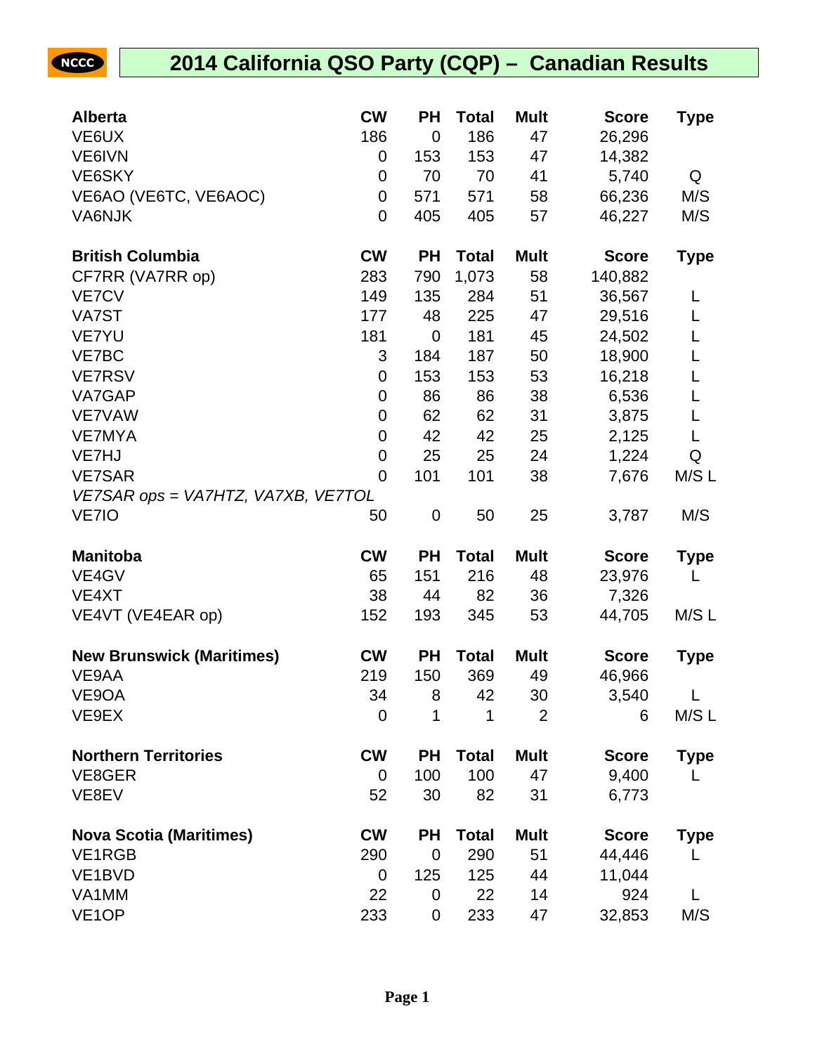# 2014 California QSO Party (CQP) – Canadian Results

| Alberta | CW | PH | Total | Mult | Score | Type |
|---|---|---|---|---|---|---|
| VE6UX | 186 | 0 | 186 | 47 | 26,296 | |
| VE6IVN | 0 | 153 | 153 | 47 | 14,382 | |
| VE6SKY | 0 | 70 | 70 | 41 | 5,740 | Q |
| VE6AO (VE6TC, VE6AOC) | 0 | 571 | 571 | 58 | 66,236 | M/S |
| VA6NJK | 0 | 405 | 405 | 57 | 46,227 | M/S |

| British Columbia | CW | PH | Total | Mult | Score | Type |
|---|---|---|---|---|---|---|
| CF7RR (VA7RR op) | 283 | 790 | 1,073 | 58 | 140,882 | |
| VE7CV | 149 | 135 | 284 | 51 | 36,567 | L |
| VA7ST | 177 | 48 | 225 | 47 | 29,516 | L |
| VE7YU | 181 | 0 | 181 | 45 | 24,502 | L |
| VE7BC | 3 | 184 | 187 | 50 | 18,900 | L |
| VE7RSV | 0 | 153 | 153 | 53 | 16,218 | L |
| VA7GAP | 0 | 86 | 86 | 38 | 6,536 | L |
| VE7VAW | 0 | 62 | 62 | 31 | 3,875 | L |
| VE7MYA | 0 | 42 | 42 | 25 | 2,125 | L |
| VE7HJ | 0 | 25 | 25 | 24 | 1,224 | Q |
| VE7SAR | 0 | 101 | 101 | 38 | 7,676 | M/S L |
| *VE7SAR ops = VA7HTZ, VA7XB, VE7TOL* | | | | | | |
| VE7IO | 50 | 0 | 50 | 25 | 3,787 | M/S |

| Manitoba | CW | PH | Total | Mult | Score | Type |
|---|---|---|---|---|---|---|
| VE4GV | 65 | 151 | 216 | 48 | 23,976 | L |
| VE4XT | 38 | 44 | 82 | 36 | 7,326 | |
| VE4VT (VE4EAR op) | 152 | 193 | 345 | 53 | 44,705 | M/S L |

| New Brunswick (Maritimes) | CW | PH | Total | Mult | Score | Type |
|---|---|---|---|---|---|---|
| VE9AA | 219 | 150 | 369 | 49 | 46,966 | |
| VE9OA | 34 | 8 | 42 | 30 | 3,540 | L |
| VE9EX | 0 | 1 | 1 | 2 | 6 | M/S L |

| Northern Territories | CW | PH | Total | Mult | Score | Type |
|---|---|---|---|---|---|---|
| VE8GER | 0 | 100 | 100 | 47 | 9,400 | L |
| VE8EV | 52 | 30 | 82 | 31 | 6,773 | |

| Nova Scotia (Maritimes) | CW | PH | Total | Mult | Score | Type |
|---|---|---|---|---|---|---|
| VE1RGB | 290 | 0 | 290 | 51 | 44,446 | L |
| VE1BVD | 0 | 125 | 125 | 44 | 11,044 | |
| VA1MM | 22 | 0 | 22 | 14 | 924 | L |
| VE1OP | 233 | 0 | 233 | 47 | 32,853 | M/S |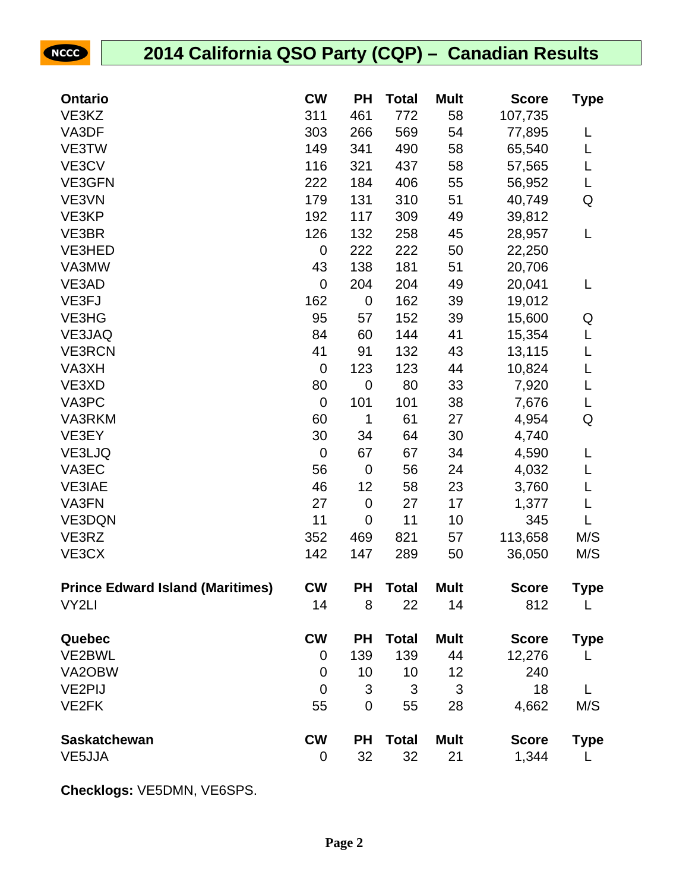# 2014 California QSO Party (CQP) – Canadian Results

| Ontario | CW | PH | Total | Mult | Score | Type |
|---|---|---|---|---|---|---|
| VE3KZ | 311 | 461 | 772 | 58 | 107,735 | |
| VA3DF | 303 | 266 | 569 | 54 | 77,895 | L |
| VE3TW | 149 | 341 | 490 | 58 | 65,540 | L |
| VE3CV | 116 | 321 | 437 | 58 | 57,565 | L |
| VE3GFN | 222 | 184 | 406 | 55 | 56,952 | L |
| VE3VN | 179 | 131 | 310 | 51 | 40,749 | Q |
| VE3KP | 192 | 117 | 309 | 49 | 39,812 | |
| VE3BR | 126 | 132 | 258 | 45 | 28,957 | L |
| VE3HED | 0 | 222 | 222 | 50 | 22,250 | |
| VA3MW | 43 | 138 | 181 | 51 | 20,706 | |
| VE3AD | 0 | 204 | 204 | 49 | 20,041 | L |
| VE3FJ | 162 | 0 | 162 | 39 | 19,012 | |
| VE3HG | 95 | 57 | 152 | 39 | 15,600 | Q |
| VE3JAQ | 84 | 60 | 144 | 41 | 15,354 | L |
| VE3RCN | 41 | 91 | 132 | 43 | 13,115 | L |
| VA3XH | 0 | 123 | 123 | 44 | 10,824 | L |
| VE3XD | 80 | 0 | 80 | 33 | 7,920 | L |
| VA3PC | 0 | 101 | 101 | 38 | 7,676 | L |
| VA3RKM | 60 | 1 | 61 | 27 | 4,954 | Q |
| VE3EY | 30 | 34 | 64 | 30 | 4,740 | |
| VE3LJQ | 0 | 67 | 67 | 34 | 4,590 | L |
| VA3EC | 56 | 0 | 56 | 24 | 4,032 | L |
| VE3IAE | 46 | 12 | 58 | 23 | 3,760 | L |
| VA3FN | 27 | 0 | 27 | 17 | 1,377 | L |
| VE3DQN | 11 | 0 | 11 | 10 | 345 | L |
| VE3RZ | 352 | 469 | 821 | 57 | 113,658 | M/S |
| VE3CX | 142 | 147 | 289 | 50 | 36,050 | M/S |

| Prince Edward Island (Maritimes) | CW | PH | Total | Mult | Score | Type |
|---|---|---|---|---|---|---|
| VY2LI | 14 | 8 | 22 | 14 | 812 | L |

| Quebec | CW | PH | Total | Mult | Score | Type |
|---|---|---|---|---|---|---|
| VE2BWL | 0 | 139 | 139 | 44 | 12,276 | L |
| VA2OBW | 0 | 10 | 10 | 12 | 240 | |
| VE2PIJ | 0 | 3 | 3 | 3 | 18 | L |
| VE2FK | 55 | 0 | 55 | 28 | 4,662 | M/S |

| Saskatchewan | CW | PH | Total | Mult | Score | Type |
|---|---|---|---|---|---|---|
| VE5JJA | 0 | 32 | 32 | 21 | 1,344 | L |

**Checklogs:** VE5DMN, VE6SPS.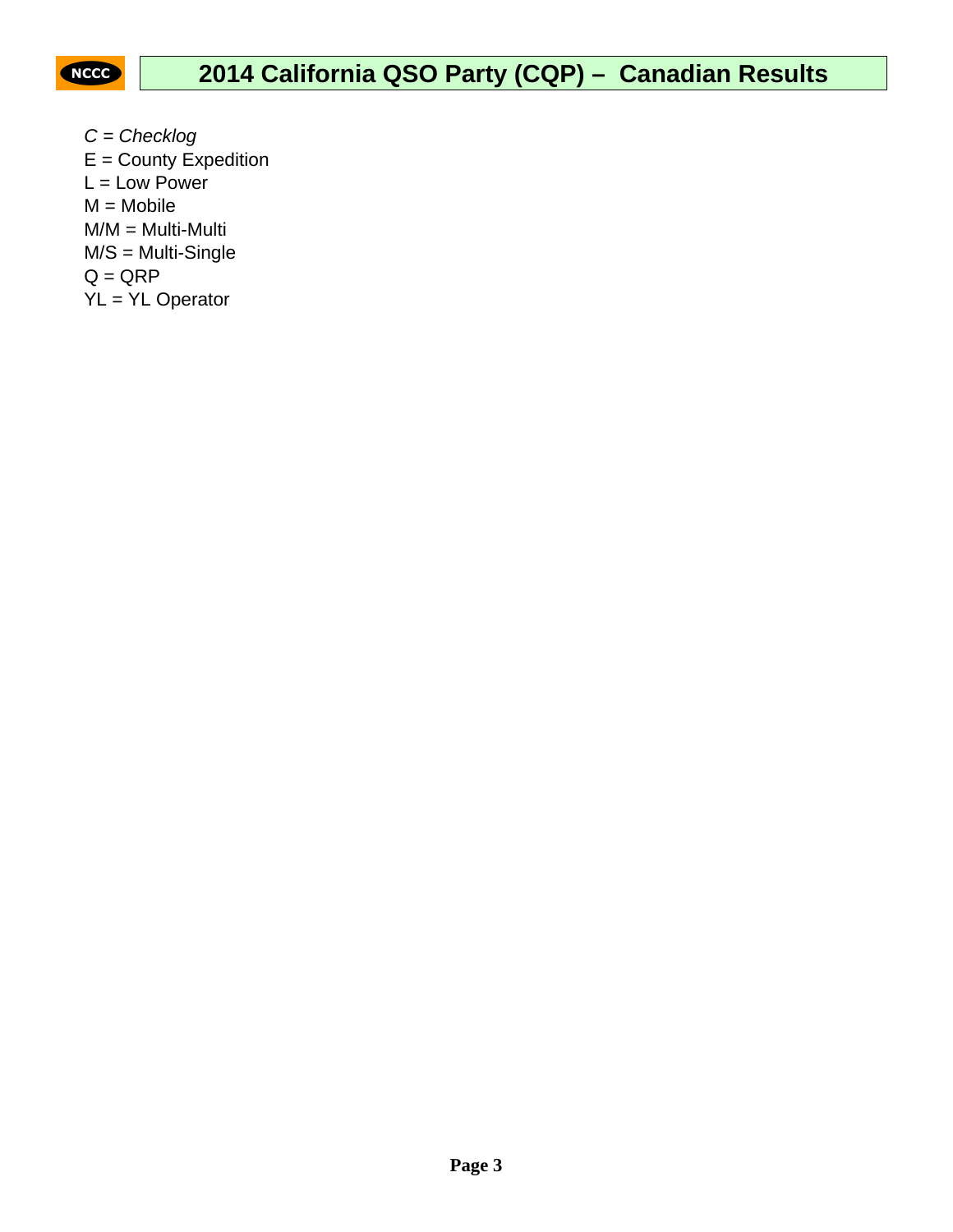# 2014 California QSO Party (CQP) – Canadian Results

*C = Checklog*
E = County Expedition
L = Low Power
M = Mobile
M/M = Multi-Multi
M/S = Multi-Single
Q = QRP
YL = YL Operator